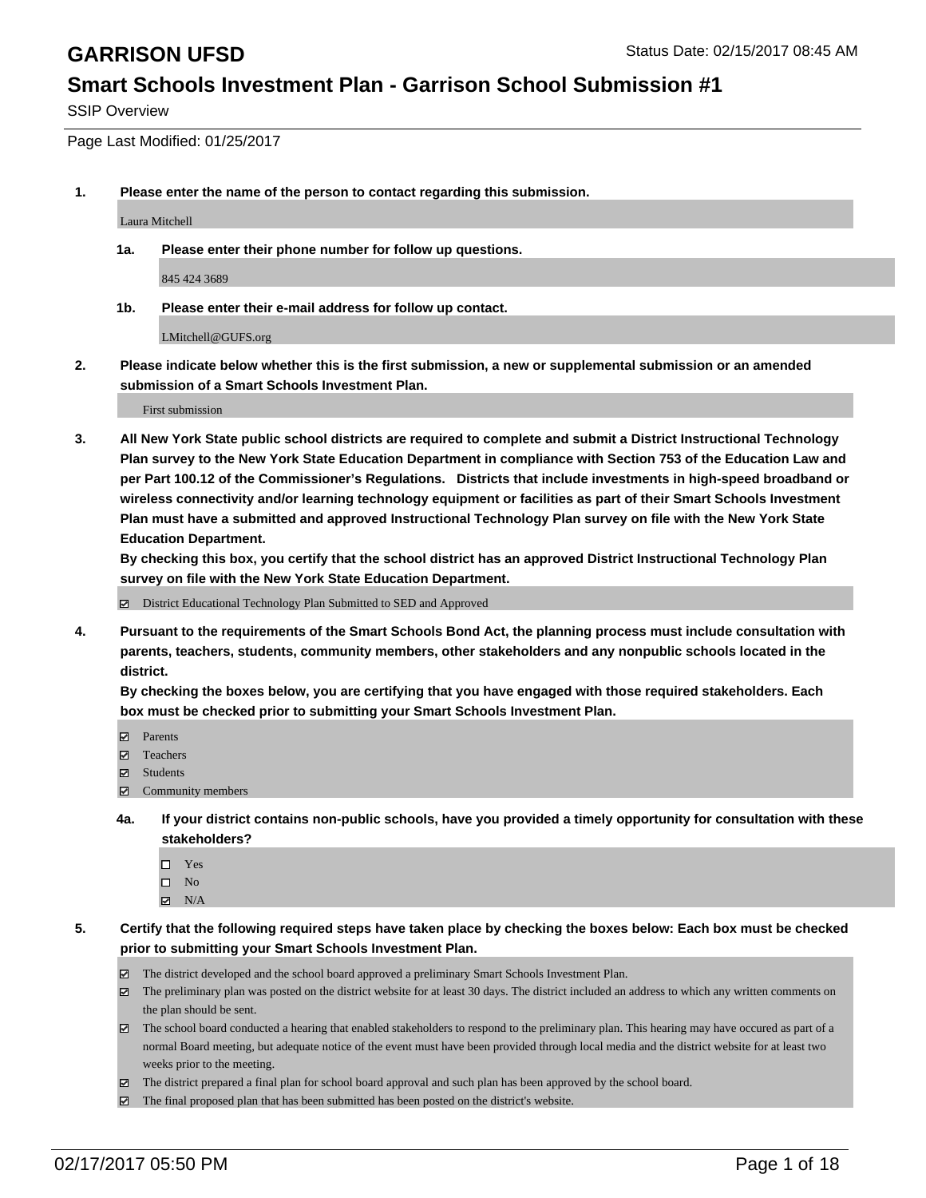# GARRISON UFSD

Status Date: 02/15/2017 08:45 AM

## Smart Schools Investment Plan - Garrison School Submission #1

SSIP Overview

Page Last Modified: 01/25/2017

**1. Please enter the name of the person to contact regarding this submission.**

Laura Mitchell

**1a. Please enter their phone number for follow up questions.**

845 424 3689

**1b. Please enter their e-mail address for follow up contact.**

LMitchell@GUFS.org

**2. Please indicate below whether this is the first submission, a new or supplemental submission or an amended submission of a Smart Schools Investment Plan.**

First submission

**3. All New York State public school districts are required to complete and submit a District Instructional Technology Plan survey to the New York State Education Department in compliance with Section 753 of the Education Law and per Part 100.12 of the Commissioner's Regulations. Districts that include investments in high-speed broadband or wireless connectivity and/or learning technology equipment or facilities as part of their Smart Schools Investment Plan must have a submitted and approved Instructional Technology Plan survey on file with the New York State Education Department.**
**By checking this box, you certify that the school district has an approved District Instructional Technology Plan survey on file with the New York State Education Department.**

- [x] District Educational Technology Plan Submitted to SED and Approved

**4. Pursuant to the requirements of the Smart Schools Bond Act, the planning process must include consultation with parents, teachers, students, community members, other stakeholders and any nonpublic schools located in the district.**
**By checking the boxes below, you are certifying that you have engaged with those required stakeholders. Each box must be checked prior to submitting your Smart Schools Investment Plan.**

- [x] Parents
- [x] Teachers
- [x] Students
- [x] Community members

**4a. If your district contains non-public schools, have you provided a timely opportunity for consultation with these stakeholders?**

- [ ] Yes
- [ ] No
- [x] N/A

**5. Certify that the following required steps have taken place by checking the boxes below: Each box must be checked prior to submitting your Smart Schools Investment Plan.**

- [x] The district developed and the school board approved a preliminary Smart Schools Investment Plan.
- [x] The preliminary plan was posted on the district website for at least 30 days. The district included an address to which any written comments on the plan should be sent.
- [x] The school board conducted a hearing that enabled stakeholders to respond to the preliminary plan. This hearing may have occured as part of a normal Board meeting, but adequate notice of the event must have been provided through local media and the district website for at least two weeks prior to the meeting.
- [x] The district prepared a final plan for school board approval and such plan has been approved by the school board.
- [x] The final proposed plan that has been submitted has been posted on the district's website.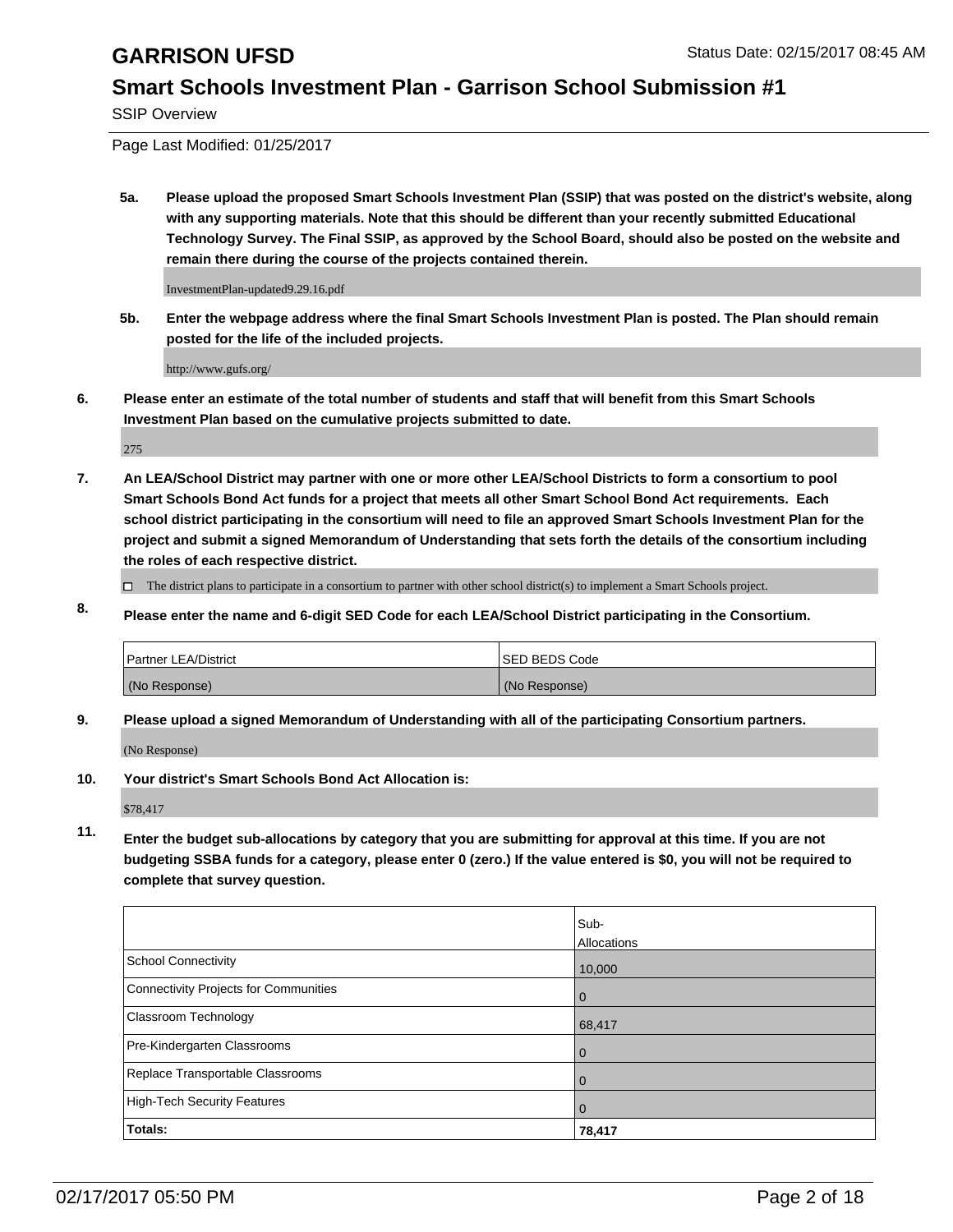# GARRISON UFSD

Status Date: 02/15/2017 08:45 AM

## Smart Schools Investment Plan - Garrison School Submission #1

SSIP Overview

Page Last Modified: 01/25/2017

**5a. Please upload the proposed Smart Schools Investment Plan (SSIP) that was posted on the district's website, along with any supporting materials. Note that this should be different than your recently submitted Educational Technology Survey. The Final SSIP, as approved by the School Board, should also be posted on the website and remain there during the course of the projects contained therein.**

InvestmentPlan-updated9.29.16.pdf

**5b. Enter the webpage address where the final Smart Schools Investment Plan is posted. The Plan should remain posted for the life of the included projects.**

http://www.gufs.org/

**6. Please enter an estimate of the total number of students and staff that will benefit from this Smart Schools Investment Plan based on the cumulative projects submitted to date.**

275

**7. An LEA/School District may partner with one or more other LEA/School Districts to form a consortium to pool Smart Schools Bond Act funds for a project that meets all other Smart School Bond Act requirements. Each school district participating in the consortium will need to file an approved Smart Schools Investment Plan for the project and submit a signed Memorandum of Understanding that sets forth the details of the consortium including the roles of each respective district.**

☐ The district plans to participate in a consortium to partner with other school district(s) to implement a Smart Schools project.

**8. Please enter the name and 6-digit SED Code for each LEA/School District participating in the Consortium.**

| Partner LEA/District | SED BEDS Code |
| --- | --- |
| (No Response) | (No Response) |

**9. Please upload a signed Memorandum of Understanding with all of the participating Consortium partners.**

(No Response)

**10. Your district's Smart Schools Bond Act Allocation is:**

$78,417

**11. Enter the budget sub-allocations by category that you are submitting for approval at this time. If you are not budgeting SSBA funds for a category, please enter 0 (zero.) If the value entered is $0, you will not be required to complete that survey question.**

| | Sub-Allocations |
| --- | --- |
| School Connectivity | 10,000 |
| Connectivity Projects for Communities | 0 |
| Classroom Technology | 68,417 |
| Pre-Kindergarten Classrooms | 0 |
| Replace Transportable Classrooms | 0 |
| High-Tech Security Features | 0 |
| **Totals:** | **78,417** |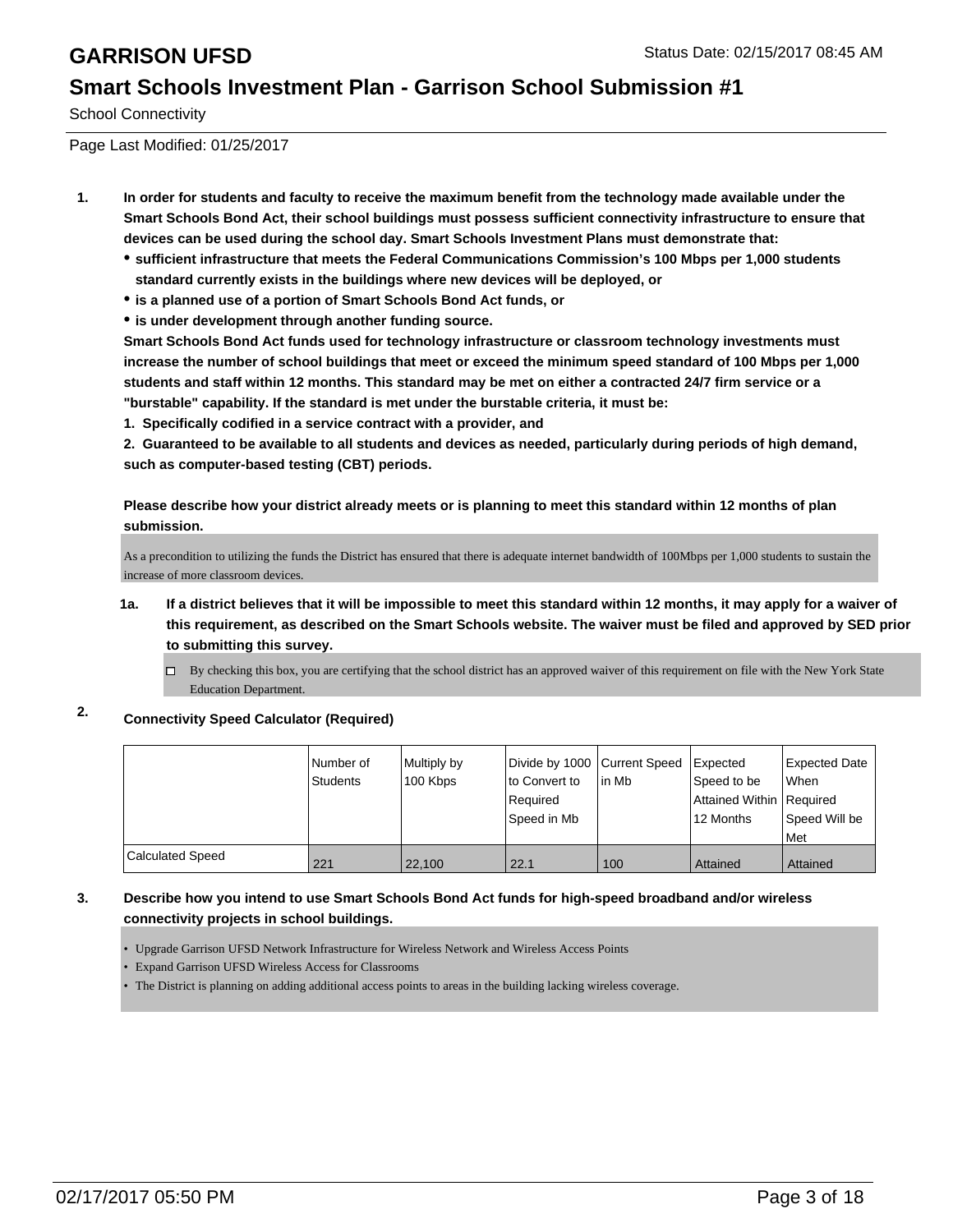# GARRISON UFSD

Status Date: 02/15/2017 08:45 AM

## Smart Schools Investment Plan - Garrison School Submission #1

School Connectivity

Page Last Modified: 01/25/2017

1. **In order for students and faculty to receive the maximum benefit from the technology made available under the Smart Schools Bond Act, their school buildings must possess sufficient connectivity infrastructure to ensure that devices can be used during the school day. Smart Schools Investment Plans must demonstrate that:**
   - **sufficient infrastructure that meets the Federal Communications Commission's 100 Mbps per 1,000 students standard currently exists in the buildings where new devices will be deployed, or**
   - **is a planned use of a portion of Smart Schools Bond Act funds, or**
   - **is under development through another funding source.**

   **Smart Schools Bond Act funds used for technology infrastructure or classroom technology investments must increase the number of school buildings that meet or exceed the minimum speed standard of 100 Mbps per 1,000 students and staff within 12 months. This standard may be met on either a contracted 24/7 firm service or a "burstable" capability. If the standard is met under the burstable criteria, it must be:**

   **1. Specifically codified in a service contract with a provider, and**

   **2. Guaranteed to be available to all students and devices as needed, particularly during periods of high demand, such as computer-based testing (CBT) periods.**

   **Please describe how your district already meets or is planning to meet this standard within 12 months of plan submission.**

   As a precondition to utilizing the funds the District has ensured that there is adequate internet bandwidth of 100Mbps per 1,000 students to sustain the increase of more classroom devices.

   **1a. If a district believes that it will be impossible to meet this standard within 12 months, it may apply for a waiver of this requirement, as described on the Smart Schools website. The waiver must be filed and approved by SED prior to submitting this survey.**

   ☐ By checking this box, you are certifying that the school district has an approved waiver of this requirement on file with the New York State Education Department.

2. **Connectivity Speed Calculator (Required)**

| | Number of Students | Multiply by 100 Kbps | Divide by 1000 to Convert to Required Speed in Mb | Current Speed in Mb | Expected Speed to be Attained Within 12 Months | Expected Date When Required Speed Will be Met |
|---|---|---|---|---|---|---|
| Calculated Speed | 221 | 22,100 | 22.1 | 100 | Attained | Attained |

3. **Describe how you intend to use Smart Schools Bond Act funds for high-speed broadband and/or wireless connectivity projects in school buildings.**

   - Upgrade Garrison UFSD Network Infrastructure for Wireless Network and Wireless Access Points
   - Expand Garrison UFSD Wireless Access for Classrooms
   - The District is planning on adding additional access points to areas in the building lacking wireless coverage.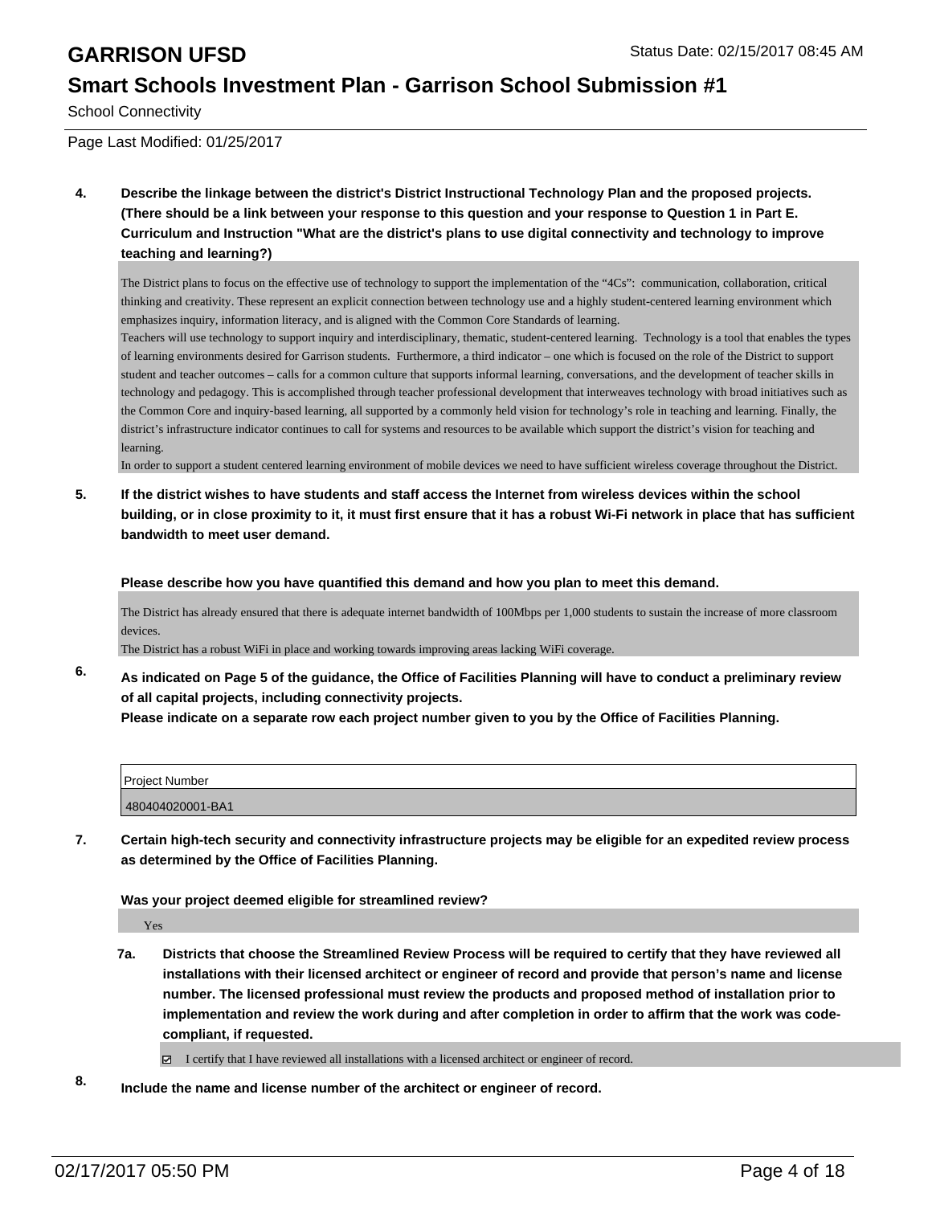# GARRISON UFSD

Status Date: 02/15/2017 08:45 AM

## Smart Schools Investment Plan - Garrison School Submission #1

School Connectivity

Page Last Modified: 01/25/2017

**4. Describe the linkage between the district's District Instructional Technology Plan and the proposed projects. (There should be a link between your response to this question and your response to Question 1 in Part E. Curriculum and Instruction "What are the district's plans to use digital connectivity and technology to improve teaching and learning?)**

The District plans to focus on the effective use of technology to support the implementation of the "4Cs": communication, collaboration, critical thinking and creativity. These represent an explicit connection between technology use and a highly student-centered learning environment which emphasizes inquiry, information literacy, and is aligned with the Common Core Standards of learning.
Teachers will use technology to support inquiry and interdisciplinary, thematic, student-centered learning. Technology is a tool that enables the types of learning environments desired for Garrison students. Furthermore, a third indicator – one which is focused on the role of the District to support student and teacher outcomes – calls for a common culture that supports informal learning, conversations, and the development of teacher skills in technology and pedagogy. This is accomplished through teacher professional development that interweaves technology with broad initiatives such as the Common Core and inquiry-based learning, all supported by a commonly held vision for technology's role in teaching and learning. Finally, the district's infrastructure indicator continues to call for systems and resources to be available which support the district's vision for teaching and learning.
In order to support a student centered learning environment of mobile devices we need to have sufficient wireless coverage throughout the District.

**5. If the district wishes to have students and staff access the Internet from wireless devices within the school building, or in close proximity to it, it must first ensure that it has a robust Wi-Fi network in place that has sufficient bandwidth to meet user demand.**

**Please describe how you have quantified this demand and how you plan to meet this demand.**

The District has already ensured that there is adequate internet bandwidth of 100Mbps per 1,000 students to sustain the increase of more classroom devices.
The District has a robust WiFi in place and working towards improving areas lacking WiFi coverage.

**6. As indicated on Page 5 of the guidance, the Office of Facilities Planning will have to conduct a preliminary review of all capital projects, including connectivity projects.**
**Please indicate on a separate row each project number given to you by the Office of Facilities Planning.**

| Project Number |
|---|
| 480404020001-BA1 |

**7. Certain high-tech security and connectivity infrastructure projects may be eligible for an expedited review process as determined by the Office of Facilities Planning.**

**Was your project deemed eligible for streamlined review?**

Yes

**7a. Districts that choose the Streamlined Review Process will be required to certify that they have reviewed all installations with their licensed architect or engineer of record and provide that person's name and license number. The licensed professional must review the products and proposed method of installation prior to implementation and review the work during and after completion in order to affirm that the work was code-compliant, if requested.**

☑ I certify that I have reviewed all installations with a licensed architect or engineer of record.

**8. Include the name and license number of the architect or engineer of record.**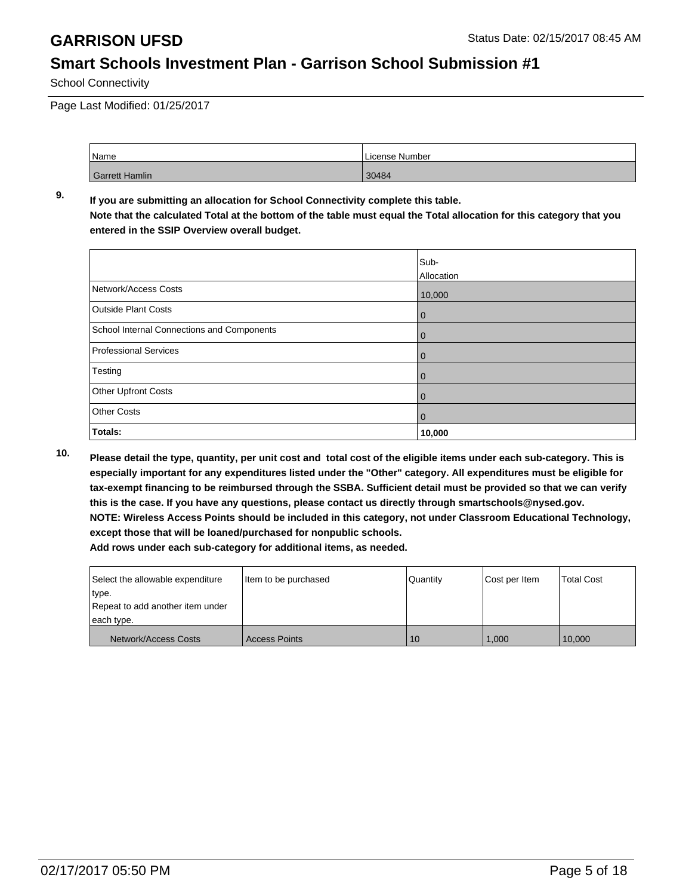# GARRISON UFSD

Status Date: 02/15/2017 08:45 AM

## Smart Schools Investment Plan - Garrison School Submission #1

School Connectivity

Page Last Modified: 01/25/2017

| Name | License Number |
| --- | --- |
| Garrett Hamlin | 30484 |

**9. If you are submitting an allocation for School Connectivity complete this table. Note that the calculated Total at the bottom of the table must equal the Total allocation for this category that you entered in the SSIP Overview overall budget.**

| | Sub-Allocation |
| --- | --- |
| Network/Access Costs | 10,000 |
| Outside Plant Costs | 0 |
| School Internal Connections and Components | 0 |
| Professional Services | 0 |
| Testing | 0 |
| Other Upfront Costs | 0 |
| Other Costs | 0 |
| **Totals:** | **10,000** |

**10. Please detail the type, quantity, per unit cost and total cost of the eligible items under each sub-category. This is especially important for any expenditures listed under the "Other" category. All expenditures must be eligible for tax-exempt financing to be reimbursed through the SSBA. Sufficient detail must be provided so that we can verify this is the case. If you have any questions, please contact us directly through smartschools@nysed.gov. NOTE: Wireless Access Points should be included in this category, not under Classroom Educational Technology, except those that will be loaned/purchased for nonpublic schools. Add rows under each sub-category for additional items, as needed.**

| Select the allowable expenditure type. Repeat to add another item under each type. | Item to be purchased | Quantity | Cost per Item | Total Cost |
| --- | --- | --- | --- | --- |
| Network/Access Costs | Access Points | 10 | 1,000 | 10,000 |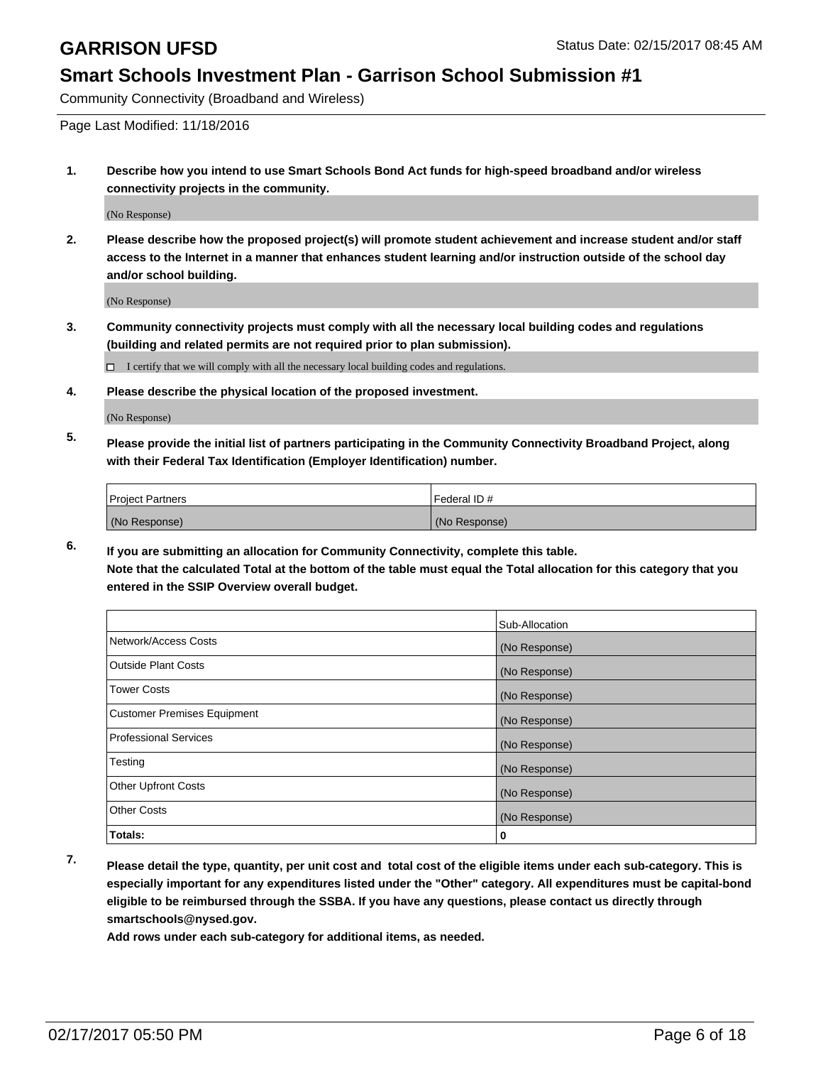# GARRISON UFSD

Status Date: 02/15/2017 08:45 AM

## Smart Schools Investment Plan - Garrison School Submission #1

Community Connectivity (Broadband and Wireless)

Page Last Modified: 11/18/2016

1. **Describe how you intend to use Smart Schools Bond Act funds for high-speed broadband and/or wireless connectivity projects in the community.**

   (No Response)

2. **Please describe how the proposed project(s) will promote student achievement and increase student and/or staff access to the Internet in a manner that enhances student learning and/or instruction outside of the school day and/or school building.**

   (No Response)

3. **Community connectivity projects must comply with all the necessary local building codes and regulations (building and related permits are not required prior to plan submission).**

   ☐ I certify that we will comply with all the necessary local building codes and regulations.

4. **Please describe the physical location of the proposed investment.**

   (No Response)

5. **Please provide the initial list of partners participating in the Community Connectivity Broadband Project, along with their Federal Tax Identification (Employer Identification) number.**

| Project Partners | Federal ID # |
| --- | --- |
| (No Response) | (No Response) |

6. **If you are submitting an allocation for Community Connectivity, complete this table.**
   **Note that the calculated Total at the bottom of the table must equal the Total allocation for this category that you entered in the SSIP Overview overall budget.**

| | Sub-Allocation |
| --- | --- |
| Network/Access Costs | (No Response) |
| Outside Plant Costs | (No Response) |
| Tower Costs | (No Response) |
| Customer Premises Equipment | (No Response) |
| Professional Services | (No Response) |
| Testing | (No Response) |
| Other Upfront Costs | (No Response) |
| Other Costs | (No Response) |
| **Totals:** | **0** |

7. **Please detail the type, quantity, per unit cost and total cost of the eligible items under each sub-category. This is especially important for any expenditures listed under the "Other" category. All expenditures must be capital-bond eligible to be reimbursed through the SSBA. If you have any questions, please contact us directly through smartschools@nysed.gov.**

   **Add rows under each sub-category for additional items, as needed.**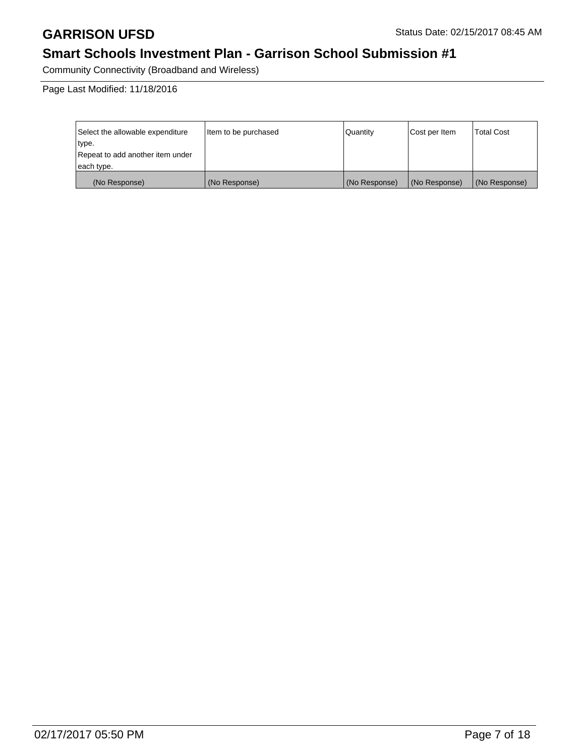# GARRISON UFSD

Status Date: 02/15/2017 08:45 AM

## Smart Schools Investment Plan - Garrison School Submission #1

Community Connectivity (Broadband and Wireless)

Page Last Modified: 11/18/2016

| Select the allowable expenditure type.<br>Repeat to add another item under each type. | Item to be purchased | Quantity | Cost per Item | Total Cost |
|---|---|---|---|---|
| (No Response) | (No Response) | (No Response) | (No Response) | (No Response) |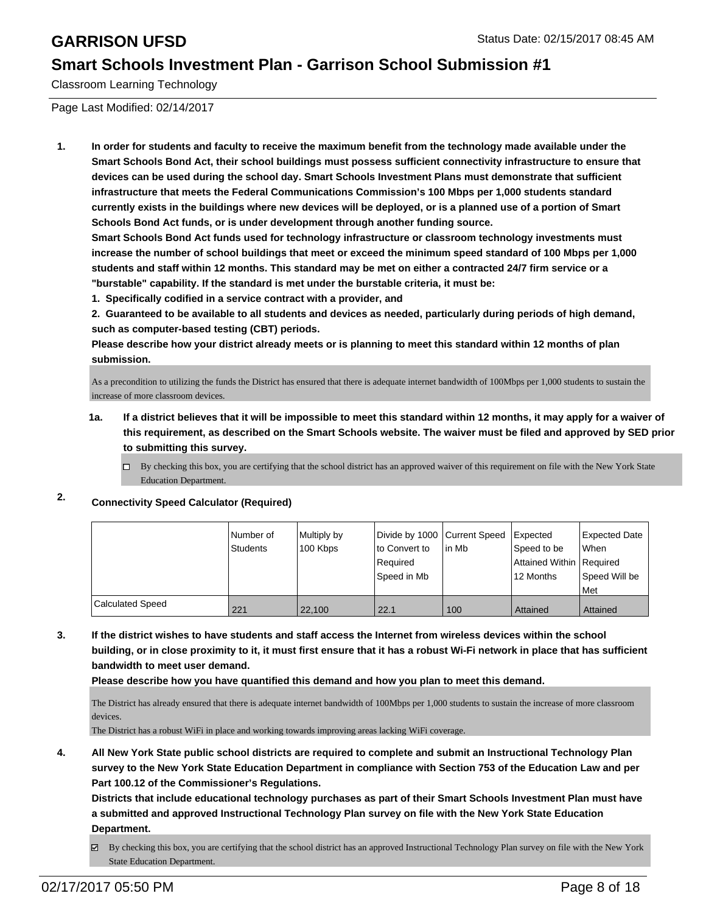## GARRISON UFSD

Status Date: 02/15/2017 08:45 AM

## Smart Schools Investment Plan - Garrison School Submission #1

Classroom Learning Technology

Page Last Modified: 02/14/2017

1. **In order for students and faculty to receive the maximum benefit from the technology made available under the Smart Schools Bond Act, their school buildings must possess sufficient connectivity infrastructure to ensure that devices can be used during the school day. Smart Schools Investment Plans must demonstrate that sufficient infrastructure that meets the Federal Communications Commission's 100 Mbps per 1,000 students standard currently exists in the buildings where new devices will be deployed, or is a planned use of a portion of Smart Schools Bond Act funds, or is under development through another funding source.**
   **Smart Schools Bond Act funds used for technology infrastructure or classroom technology investments must increase the number of school buildings that meet or exceed the minimum speed standard of 100 Mbps per 1,000 students and staff within 12 months. This standard may be met on either a contracted 24/7 firm service or a "burstable" capability. If the standard is met under the burstable criteria, it must be:**
   **1. Specifically codified in a service contract with a provider, and**
   **2. Guaranteed to be available to all students and devices as needed, particularly during periods of high demand, such as computer-based testing (CBT) periods.**
   **Please describe how your district already meets or is planning to meet this standard within 12 months of plan submission.**

   As a precondition to utilizing the funds the District has ensured that there is adequate internet bandwidth of 100Mbps per 1,000 students to sustain the increase of more classroom devices.

   **1a. If a district believes that it will be impossible to meet this standard within 12 months, it may apply for a waiver of this requirement, as described on the Smart Schools website. The waiver must be filed and approved by SED prior to submitting this survey.**

   ☐ By checking this box, you are certifying that the school district has an approved waiver of this requirement on file with the New York State Education Department.

2. **Connectivity Speed Calculator (Required)**

| | Number of Students | Multiply by 100 Kbps | Divide by 1000 to Convert to Required Speed in Mb | Current Speed in Mb | Expected Speed to be Attained Within 12 Months | Expected Date When Required Speed Will be Met |
|---|---|---|---|---|---|---|
| Calculated Speed | 221 | 22,100 | 22.1 | 100 | Attained | Attained |

3. **If the district wishes to have students and staff access the Internet from wireless devices within the school building, or in close proximity to it, it must first ensure that it has a robust Wi-Fi network in place that has sufficient bandwidth to meet user demand.**
   **Please describe how you have quantified this demand and how you plan to meet this demand.**

   The District has already ensured that there is adequate internet bandwidth of 100Mbps per 1,000 students to sustain the increase of more classroom devices.
   The District has a robust WiFi in place and working towards improving areas lacking WiFi coverage.

4. **All New York State public school districts are required to complete and submit an Instructional Technology Plan survey to the New York State Education Department in compliance with Section 753 of the Education Law and per Part 100.12 of the Commissioner's Regulations.**
   **Districts that include educational technology purchases as part of their Smart Schools Investment Plan must have a submitted and approved Instructional Technology Plan survey on file with the New York State Education Department.**

   ☑ By checking this box, you are certifying that the school district has an approved Instructional Technology Plan survey on file with the New York State Education Department.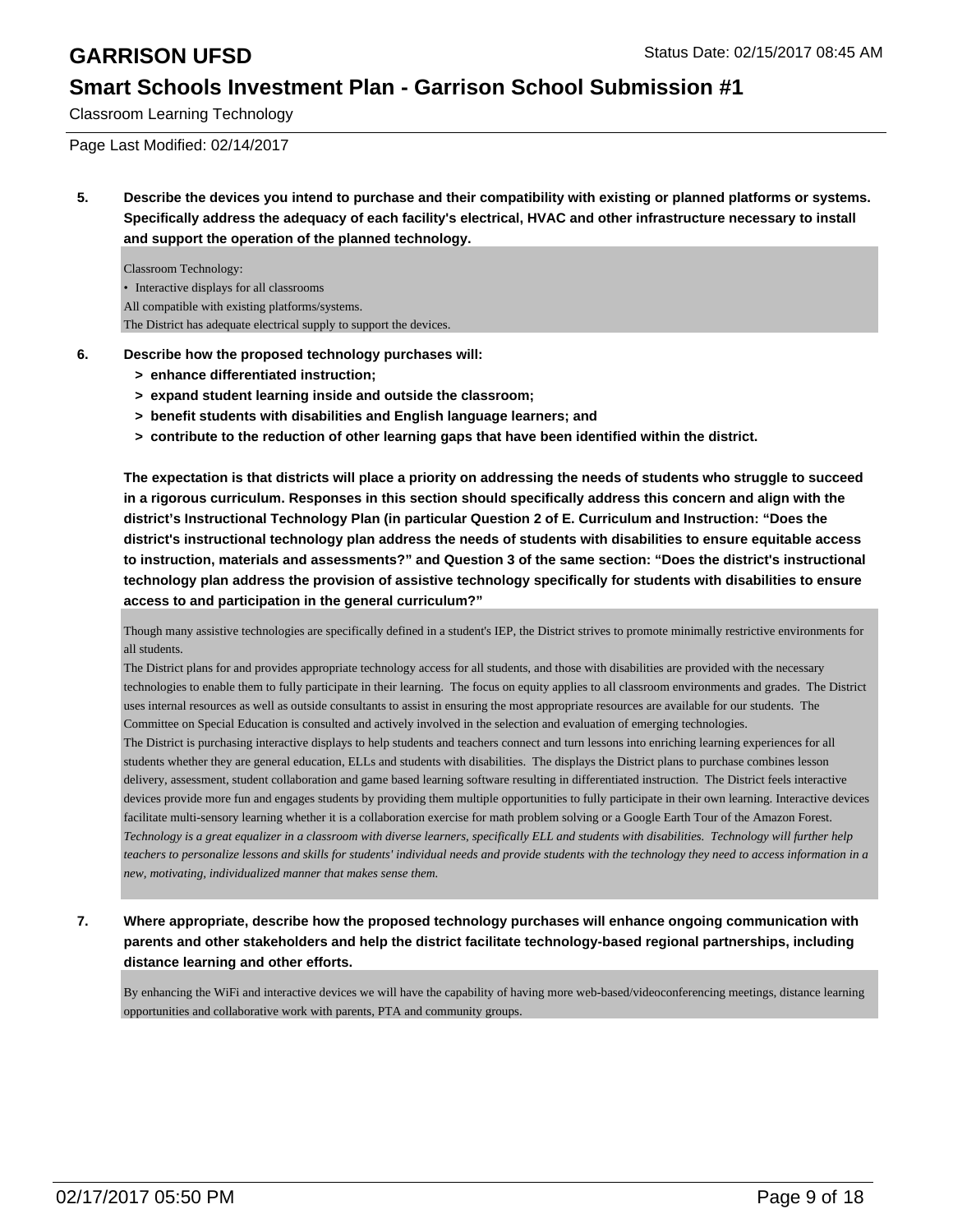Classroom Learning Technology

Page Last Modified: 02/14/2017

**5. Describe the devices you intend to purchase and their compatibility with existing or planned platforms or systems. Specifically address the adequacy of each facility's electrical, HVAC and other infrastructure necessary to install and support the operation of the planned technology.**

Classroom Technology:
- Interactive displays for all classrooms

All compatible with existing platforms/systems.
The District has adequate electrical supply to support the devices.

**6. Describe how the proposed technology purchases will:**
- **> enhance differentiated instruction;**
- **> expand student learning inside and outside the classroom;**
- **> benefit students with disabilities and English language learners; and**
- **> contribute to the reduction of other learning gaps that have been identified within the district.**

**The expectation is that districts will place a priority on addressing the needs of students who struggle to succeed in a rigorous curriculum. Responses in this section should specifically address this concern and align with the district's Instructional Technology Plan (in particular Question 2 of E. Curriculum and Instruction: "Does the district's instructional technology plan address the needs of students with disabilities to ensure equitable access to instruction, materials and assessments?" and Question 3 of the same section: "Does the district's instructional technology plan address the provision of assistive technology specifically for students with disabilities to ensure access to and participation in the general curriculum?"**

Though many assistive technologies are specifically defined in a student's IEP, the District strives to promote minimally restrictive environments for all students.
The District plans for and provides appropriate technology access for all students, and those with disabilities are provided with the necessary technologies to enable them to fully participate in their learning. The focus on equity applies to all classroom environments and grades. The District uses internal resources as well as outside consultants to assist in ensuring the most appropriate resources are available for our students. The Committee on Special Education is consulted and actively involved in the selection and evaluation of emerging technologies.
The District is purchasing interactive displays to help students and teachers connect and turn lessons into enriching learning experiences for all students whether they are general education, ELLs and students with disabilities. The displays the District plans to purchase combines lesson delivery, assessment, student collaboration and game based learning software resulting in differentiated instruction. The District feels interactive devices provide more fun and engages students by providing them multiple opportunities to fully participate in their own learning. Interactive devices facilitate multi-sensory learning whether it is a collaboration exercise for math problem solving or a Google Earth Tour of the Amazon Forest.
*Technology is a great equalizer in a classroom with diverse learners, specifically ELL and students with disabilities. Technology will further help teachers to personalize lessons and skills for students' individual needs and provide students with the technology they need to access information in a new, motivating, individualized manner that makes sense them.*

**7. Where appropriate, describe how the proposed technology purchases will enhance ongoing communication with parents and other stakeholders and help the district facilitate technology-based regional partnerships, including distance learning and other efforts.**

By enhancing the WiFi and interactive devices we will have the capability of having more web-based/videoconferencing meetings, distance learning opportunities and collaborative work with parents, PTA and community groups.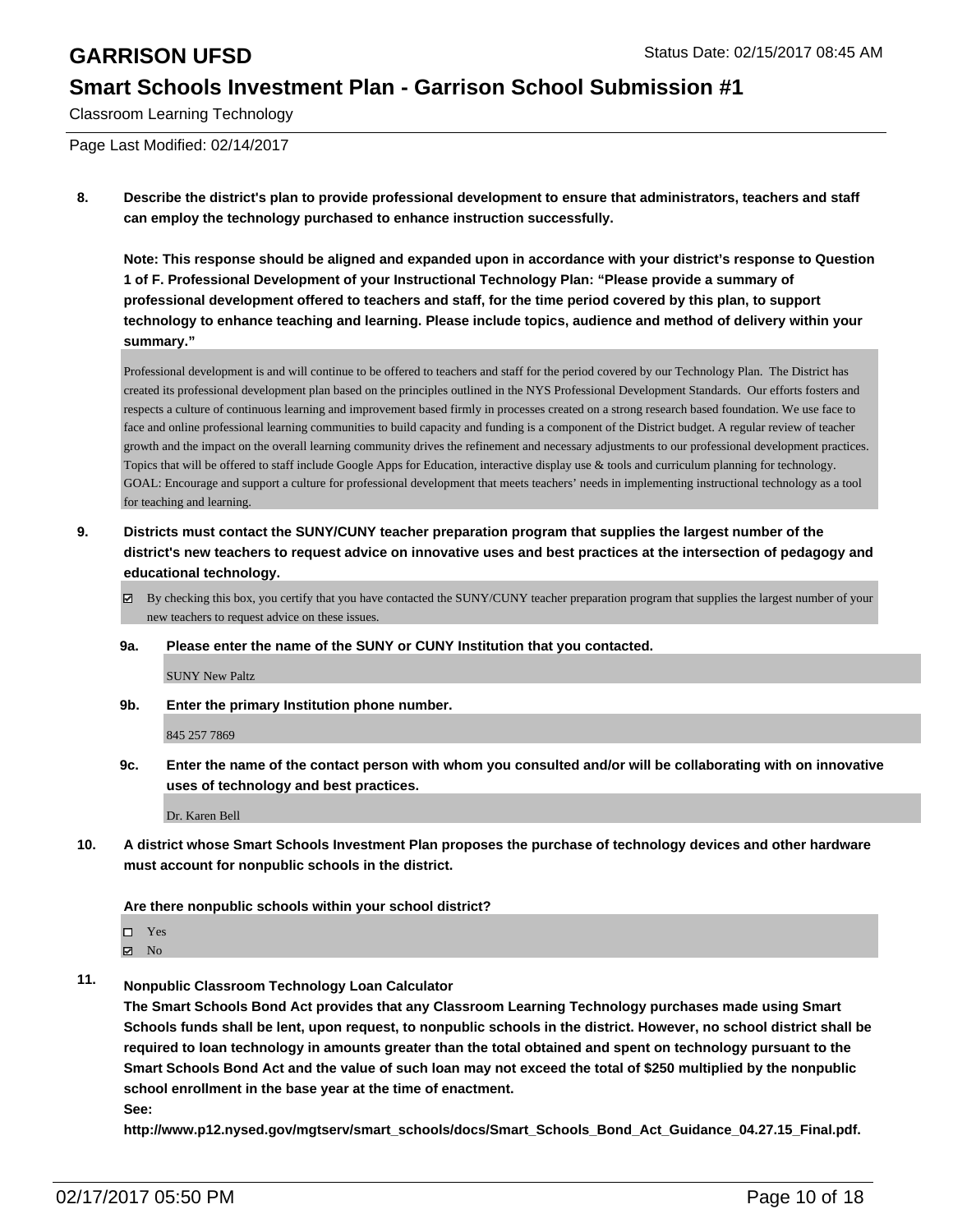**8. Describe the district's plan to provide professional development to ensure that administrators, teachers and staff can employ the technology purchased to enhance instruction successfully.**

**Note: This response should be aligned and expanded upon in accordance with your district's response to Question 1 of F. Professional Development of your Instructional Technology Plan: "Please provide a summary of professional development offered to teachers and staff, for the time period covered by this plan, to support technology to enhance teaching and learning. Please include topics, audience and method of delivery within your summary."**

Professional development is and will continue to be offered to teachers and staff for the period covered by our Technology Plan. The District has created its professional development plan based on the principles outlined in the NYS Professional Development Standards. Our efforts fosters and respects a culture of continuous learning and improvement based firmly in processes created on a strong research based foundation. We use face to face and online professional learning communities to build capacity and funding is a component of the District budget. A regular review of teacher growth and the impact on the overall learning community drives the refinement and necessary adjustments to our professional development practices. Topics that will be offered to staff include Google Apps for Education, interactive display use & tools and curriculum planning for technology. GOAL: Encourage and support a culture for professional development that meets teachers' needs in implementing instructional technology as a tool for teaching and learning.

**9. Districts must contact the SUNY/CUNY teacher preparation program that supplies the largest number of the district's new teachers to request advice on innovative uses and best practices at the intersection of pedagogy and educational technology.**

☑ By checking this box, you certify that you have contacted the SUNY/CUNY teacher preparation program that supplies the largest number of your new teachers to request advice on these issues.

**9a. Please enter the name of the SUNY or CUNY Institution that you contacted.**

SUNY New Paltz

**9b. Enter the primary Institution phone number.**

845 257 7869

**9c. Enter the name of the contact person with whom you consulted and/or will be collaborating with on innovative uses of technology and best practices.**

Dr. Karen Bell

**10. A district whose Smart Schools Investment Plan proposes the purchase of technology devices and other hardware must account for nonpublic schools in the district.**

**Are there nonpublic schools within your school district?**

☐ Yes
☑ No

**11. Nonpublic Classroom Technology Loan Calculator**
**The Smart Schools Bond Act provides that any Classroom Learning Technology purchases made using Smart Schools funds shall be lent, upon request, to nonpublic schools in the district. However, no school district shall be required to loan technology in amounts greater than the total obtained and spent on technology pursuant to the Smart Schools Bond Act and the value of such loan may not exceed the total of $250 multiplied by the nonpublic school enrollment in the base year at the time of enactment.**
**See:**
**http://www.p12.nysed.gov/mgtserv/smart_schools/docs/Smart_Schools_Bond_Act_Guidance_04.27.15_Final.pdf.**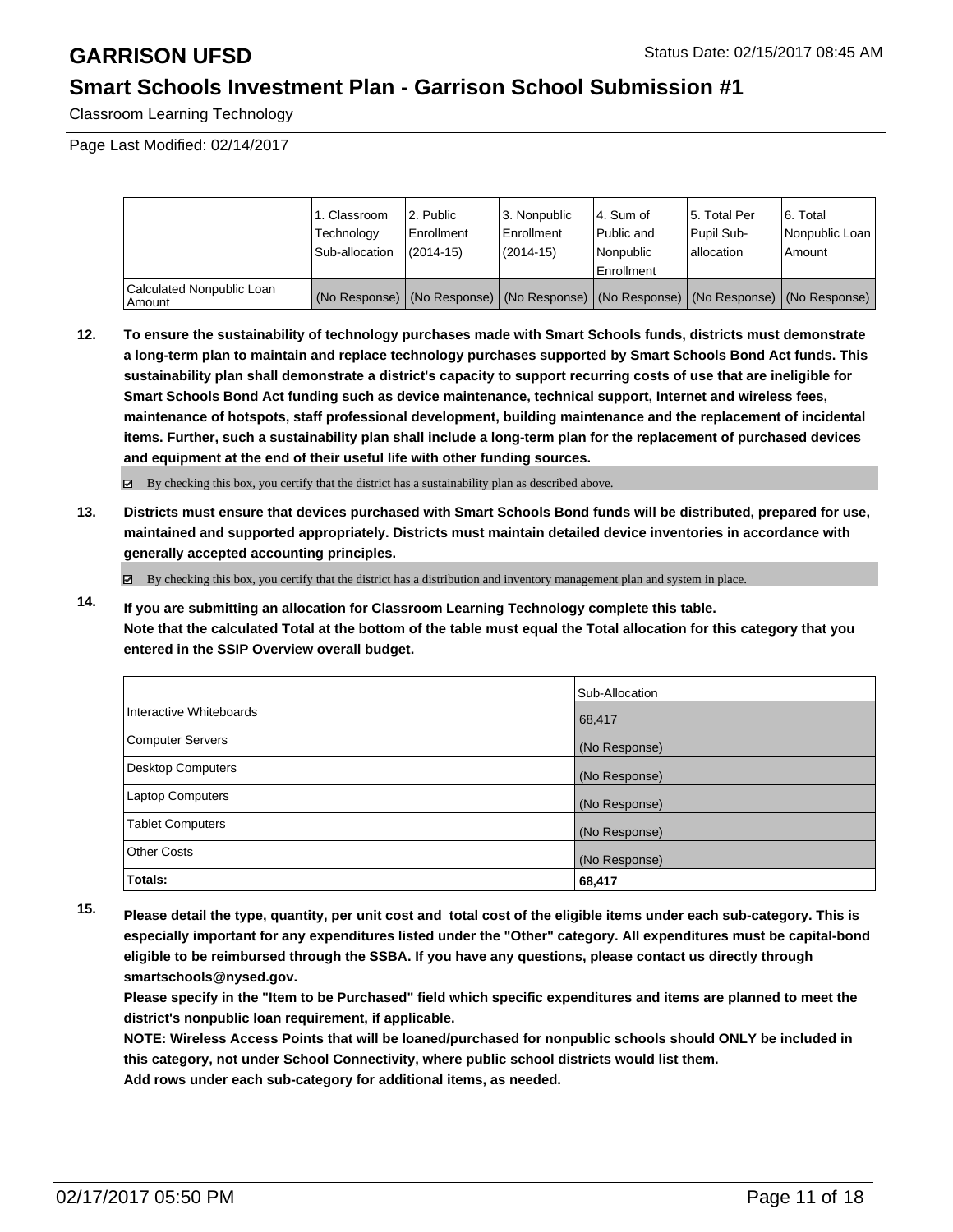# GARRISON UFSD

Status Date: 02/15/2017 08:45 AM

## Smart Schools Investment Plan - Garrison School Submission #1

Classroom Learning Technology

Page Last Modified: 02/14/2017

| | 1. Classroom Technology Sub-allocation | 2. Public Enrollment (2014-15) | 3. Nonpublic Enrollment (2014-15) | 4. Sum of Public and Nonpublic Enrollment | 5. Total Per Pupil Sub-allocation | 6. Total Nonpublic Loan Amount |
|---|---|---|---|---|---|---|
| Calculated Nonpublic Loan Amount | (No Response) | (No Response) | (No Response) | (No Response) | (No Response) | (No Response) |

**12. To ensure the sustainability of technology purchases made with Smart Schools funds, districts must demonstrate a long-term plan to maintain and replace technology purchases supported by Smart Schools Bond Act funds. This sustainability plan shall demonstrate a district's capacity to support recurring costs of use that are ineligible for Smart Schools Bond Act funding such as device maintenance, technical support, Internet and wireless fees, maintenance of hotspots, staff professional development, building maintenance and the replacement of incidental items. Further, such a sustainability plan shall include a long-term plan for the replacement of purchased devices and equipment at the end of their useful life with other funding sources.**

☑ By checking this box, you certify that the district has a sustainability plan as described above.

**13. Districts must ensure that devices purchased with Smart Schools Bond funds will be distributed, prepared for use, maintained and supported appropriately. Districts must maintain detailed device inventories in accordance with generally accepted accounting principles.**

☑ By checking this box, you certify that the district has a distribution and inventory management plan and system in place.

**14. If you are submitting an allocation for Classroom Learning Technology complete this table.**
**Note that the calculated Total at the bottom of the table must equal the Total allocation for this category that you entered in the SSIP Overview overall budget.**

| | Sub-Allocation |
|---|---|
| Interactive Whiteboards | 68,417 |
| Computer Servers | (No Response) |
| Desktop Computers | (No Response) |
| Laptop Computers | (No Response) |
| Tablet Computers | (No Response) |
| Other Costs | (No Response) |
| **Totals:** | **68,417** |

**15. Please detail the type, quantity, per unit cost and total cost of the eligible items under each sub-category. This is especially important for any expenditures listed under the "Other" category. All expenditures must be capital-bond eligible to be reimbursed through the SSBA. If you have any questions, please contact us directly through smartschools@nysed.gov.**
**Please specify in the "Item to be Purchased" field which specific expenditures and items are planned to meet the district's nonpublic loan requirement, if applicable.**
**NOTE: Wireless Access Points that will be loaned/purchased for nonpublic schools should ONLY be included in this category, not under School Connectivity, where public school districts would list them.**
**Add rows under each sub-category for additional items, as needed.**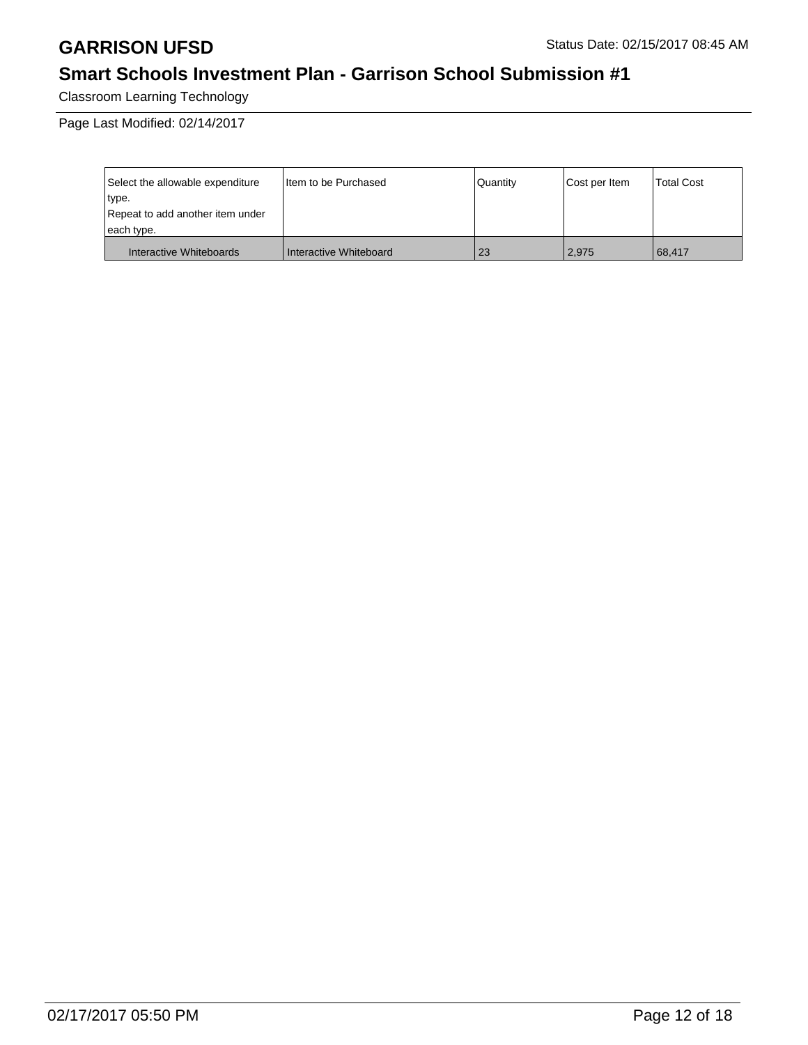Classroom Learning Technology

Page Last Modified: 02/14/2017

| Select the allowable expenditure type. Repeat to add another item under each type. | Item to be Purchased | Quantity | Cost per Item | Total Cost |
|---|---|---|---|---|
| Interactive Whiteboards | Interactive Whiteboard | 23 | 2,975 | 68,417 |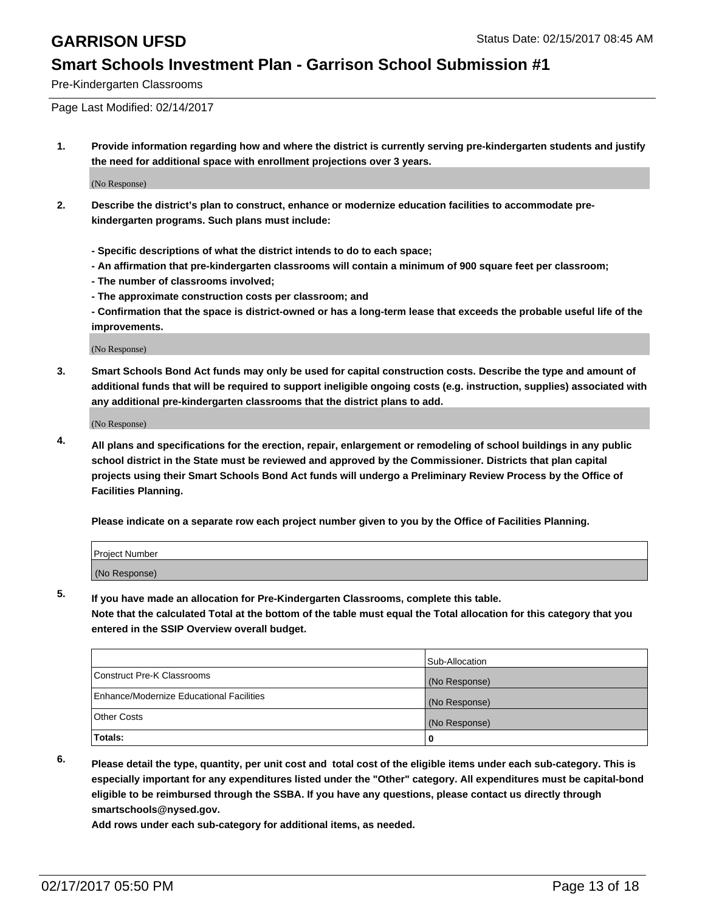# GARRISON UFSD

Status Date: 02/15/2017 08:45 AM

## Smart Schools Investment Plan - Garrison School Submission #1

Pre-Kindergarten Classrooms

Page Last Modified: 02/14/2017

1. **Provide information regarding how and where the district is currently serving pre-kindergarten students and justify the need for additional space with enrollment projections over 3 years.**

   (No Response)

2. **Describe the district's plan to construct, enhance or modernize education facilities to accommodate pre-kindergarten programs. Such plans must include:**

   **- Specific descriptions of what the district intends to do to each space;**
   **- An affirmation that pre-kindergarten classrooms will contain a minimum of 900 square feet per classroom;**
   **- The number of classrooms involved;**
   **- The approximate construction costs per classroom; and**
   **- Confirmation that the space is district-owned or has a long-term lease that exceeds the probable useful life of the improvements.**

   (No Response)

3. **Smart Schools Bond Act funds may only be used for capital construction costs. Describe the type and amount of additional funds that will be required to support ineligible ongoing costs (e.g. instruction, supplies) associated with any additional pre-kindergarten classrooms that the district plans to add.**

   (No Response)

4. **All plans and specifications for the erection, repair, enlargement or remodeling of school buildings in any public school district in the State must be reviewed and approved by the Commissioner. Districts that plan capital projects using their Smart Schools Bond Act funds will undergo a Preliminary Review Process by the Office of Facilities Planning.**

   **Please indicate on a separate row each project number given to you by the Office of Facilities Planning.**

| Project Number |
|---|
| (No Response) |

5. **If you have made an allocation for Pre-Kindergarten Classrooms, complete this table.**
   **Note that the calculated Total at the bottom of the table must equal the Total allocation for this category that you entered in the SSIP Overview overall budget.**

| | Sub-Allocation |
|---|---|
| Construct Pre-K Classrooms | (No Response) |
| Enhance/Modernize Educational Facilities | (No Response) |
| Other Costs | (No Response) |
| **Totals:** | **0** |

6. **Please detail the type, quantity, per unit cost and total cost of the eligible items under each sub-category. This is especially important for any expenditures listed under the "Other" category. All expenditures must be capital-bond eligible to be reimbursed through the SSBA. If you have any questions, please contact us directly through smartschools@nysed.gov.**
   **Add rows under each sub-category for additional items, as needed.**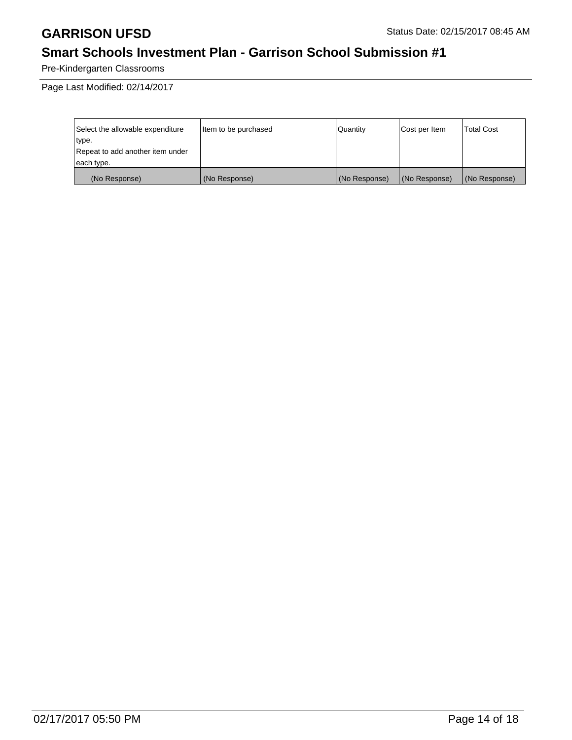Pre-Kindergarten Classrooms

Page Last Modified: 02/14/2017

| Select the allowable expenditure type. Repeat to add another item under each type. | Item to be purchased | Quantity | Cost per Item | Total Cost |
|---|---|---|---|---|
| (No Response) | (No Response) | (No Response) | (No Response) | (No Response) |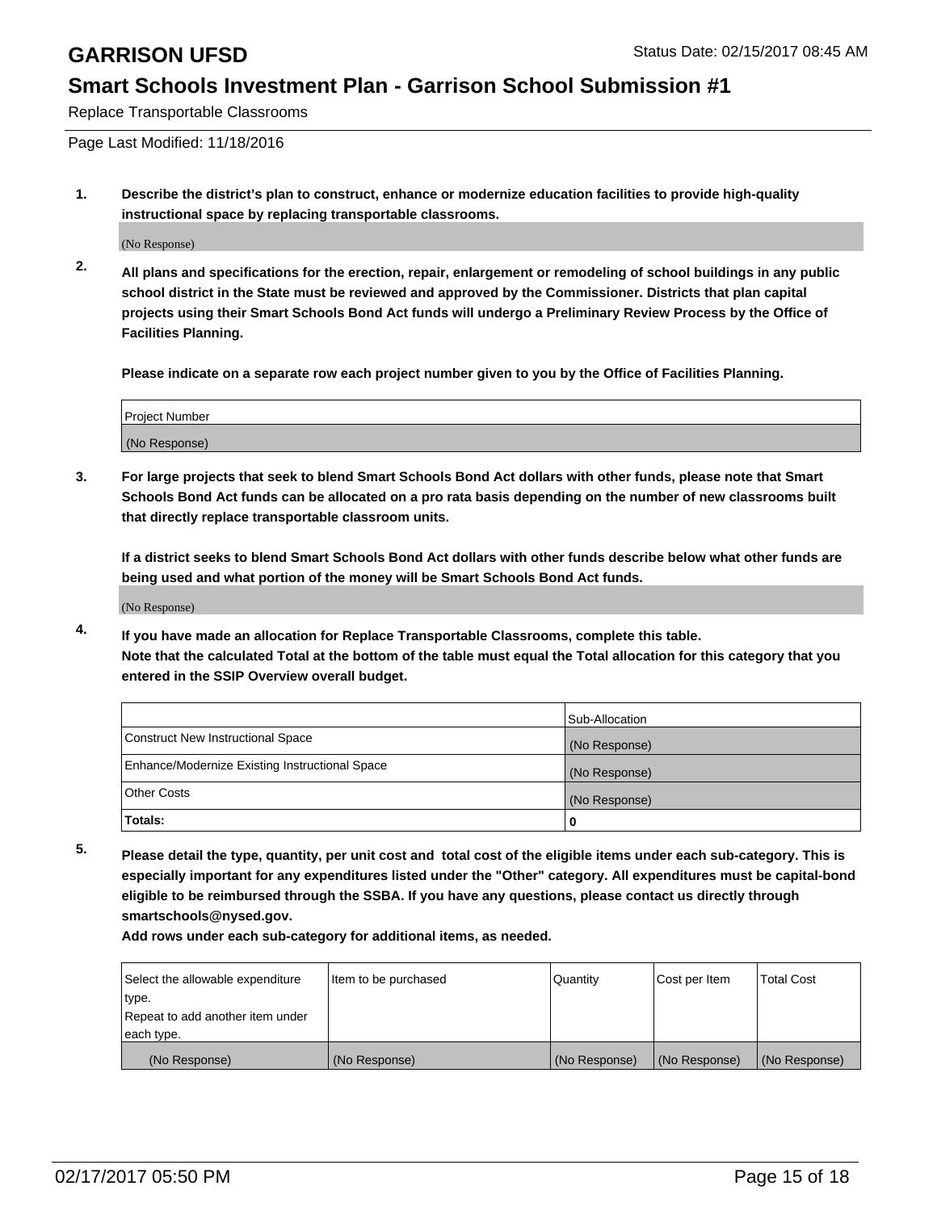# GARRISON UFSD

Status Date: 02/15/2017 08:45 AM

## Smart Schools Investment Plan - Garrison School Submission #1

Replace Transportable Classrooms

Page Last Modified: 11/18/2016

**1. Describe the district's plan to construct, enhance or modernize education facilities to provide high-quality instructional space by replacing transportable classrooms.**

(No Response)

**2. All plans and specifications for the erection, repair, enlargement or remodeling of school buildings in any public school district in the State must be reviewed and approved by the Commissioner. Districts that plan capital projects using their Smart Schools Bond Act funds will undergo a Preliminary Review Process by the Office of Facilities Planning.**

**Please indicate on a separate row each project number given to you by the Office of Facilities Planning.**

| Project Number |
| --- |
| (No Response) |

**3. For large projects that seek to blend Smart Schools Bond Act dollars with other funds, please note that Smart Schools Bond Act funds can be allocated on a pro rata basis depending on the number of new classrooms built that directly replace transportable classroom units.**

**If a district seeks to blend Smart Schools Bond Act dollars with other funds describe below what other funds are being used and what portion of the money will be Smart Schools Bond Act funds.**

(No Response)

**4. If you have made an allocation for Replace Transportable Classrooms, complete this table. Note that the calculated Total at the bottom of the table must equal the Total allocation for this category that you entered in the SSIP Overview overall budget.**

| | Sub-Allocation |
| --- | --- |
| Construct New Instructional Space | (No Response) |
| Enhance/Modernize Existing Instructional Space | (No Response) |
| Other Costs | (No Response) |
| **Totals:** | **0** |

**5. Please detail the type, quantity, per unit cost and total cost of the eligible items under each sub-category. This is especially important for any expenditures listed under the "Other" category. All expenditures must be capital-bond eligible to be reimbursed through the SSBA. If you have any questions, please contact us directly through smartschools@nysed.gov.**

**Add rows under each sub-category for additional items, as needed.**

| Select the allowable expenditure type. Repeat to add another item under each type. | Item to be purchased | Quantity | Cost per Item | Total Cost |
| --- | --- | --- | --- | --- |
| (No Response) | (No Response) | (No Response) | (No Response) | (No Response) |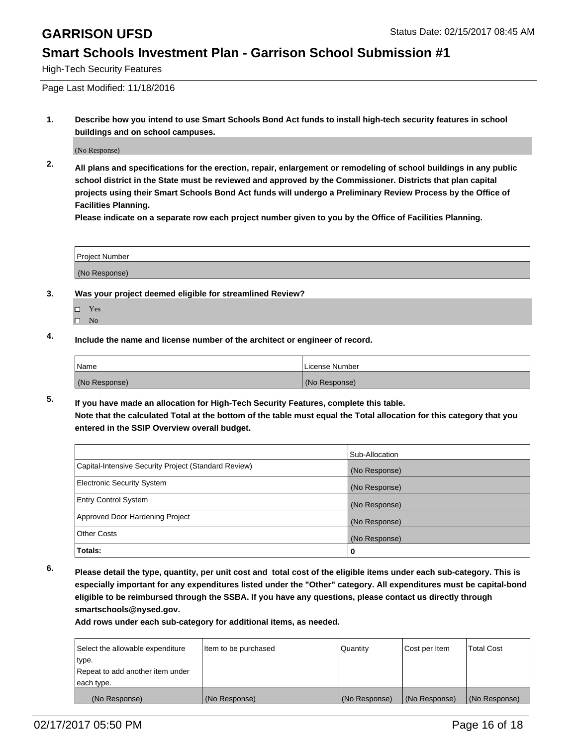# GARRISON UFSD

Status Date: 02/15/2017 08:45 AM

## Smart Schools Investment Plan - Garrison School Submission #1

High-Tech Security Features

Page Last Modified: 11/18/2016

**1. Describe how you intend to use Smart Schools Bond Act funds to install high-tech security features in school buildings and on school campuses.**

(No Response)

**2. All plans and specifications for the erection, repair, enlargement or remodeling of school buildings in any public school district in the State must be reviewed and approved by the Commissioner. Districts that plan capital projects using their Smart Schools Bond Act funds will undergo a Preliminary Review Process by the Office of Facilities Planning.**
**Please indicate on a separate row each project number given to you by the Office of Facilities Planning.**

| Project Number |
| --- |
| (No Response) |

**3. Was your project deemed eligible for streamlined Review?**

- ☐ Yes
- ☐ No

**4. Include the name and license number of the architect or engineer of record.**

| Name | License Number |
| --- | --- |
| (No Response) | (No Response) |

**5. If you have made an allocation for High-Tech Security Features, complete this table.**
**Note that the calculated Total at the bottom of the table must equal the Total allocation for this category that you entered in the SSIP Overview overall budget.**

| | Sub-Allocation |
| --- | --- |
| Capital-Intensive Security Project (Standard Review) | (No Response) |
| Electronic Security System | (No Response) |
| Entry Control System | (No Response) |
| Approved Door Hardening Project | (No Response) |
| Other Costs | (No Response) |
| **Totals:** | **0** |

**6. Please detail the type, quantity, per unit cost and total cost of the eligible items under each sub-category. This is especially important for any expenditures listed under the "Other" category. All expenditures must be capital-bond eligible to be reimbursed through the SSBA. If you have any questions, please contact us directly through smartschools@nysed.gov.**
**Add rows under each sub-category for additional items, as needed.**

| Select the allowable expenditure type. Repeat to add another item under each type. | Item to be purchased | Quantity | Cost per Item | Total Cost |
| --- | --- | --- | --- | --- |
| (No Response) | (No Response) | (No Response) | (No Response) | (No Response) |